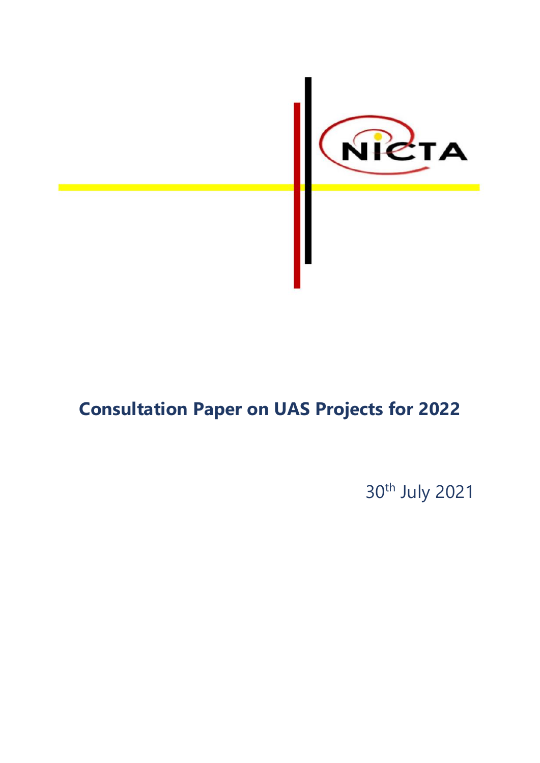# Consultation Paper on UAS Projects for 2022

30th July 2021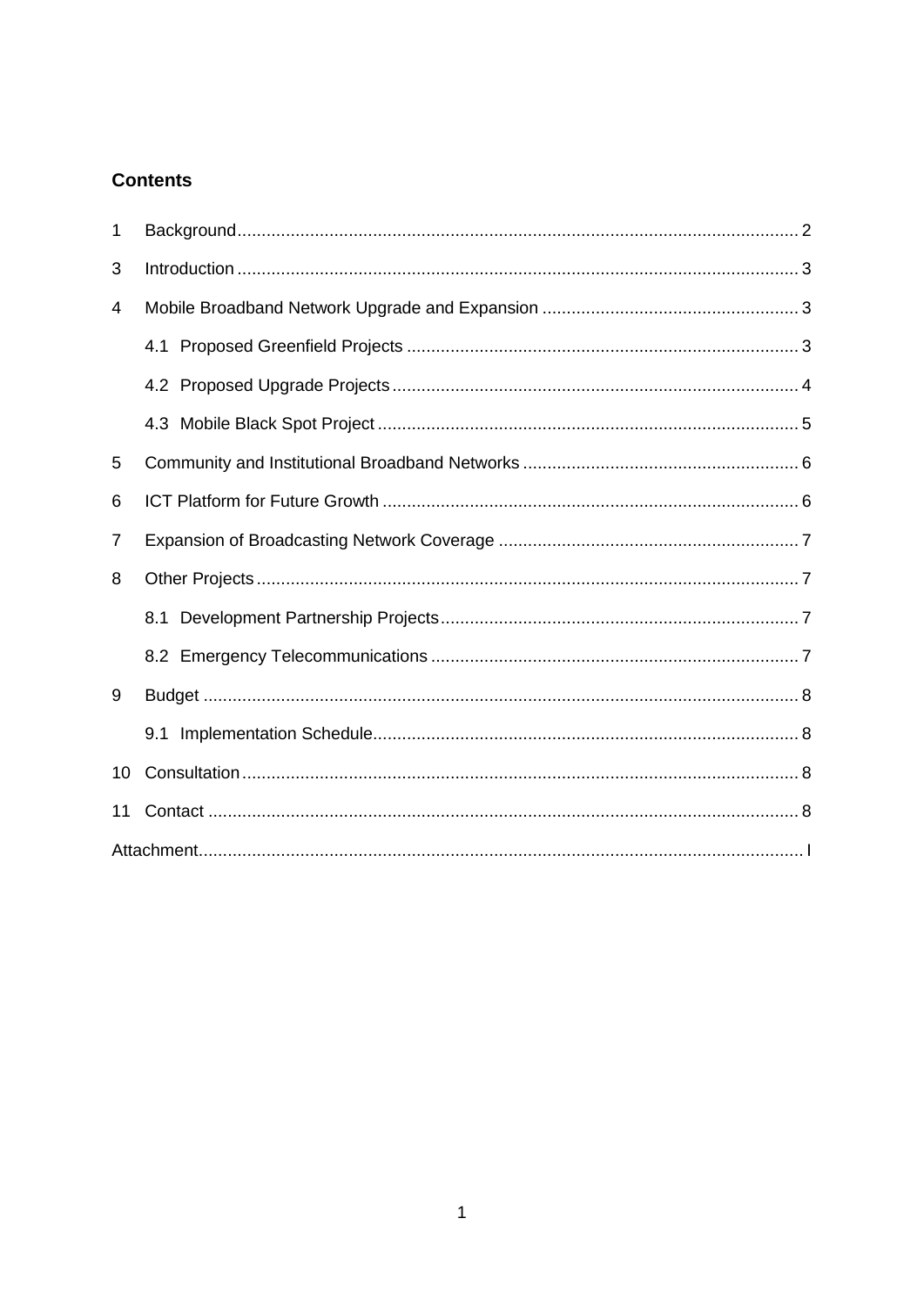## Contents

| | | |
|---|---|---|
| 1 | Background | 2 |
| 3 | Introduction | 3 |
| 4 | Mobile Broadband Network Upgrade and Expansion | 3 |
| | 4.1 Proposed Greenfield Projects | 3 |
| | 4.2 Proposed Upgrade Projects | 4 |
| | 4.3 Mobile Black Spot Project | 5 |
| 5 | Community and Institutional Broadband Networks | 6 |
| 6 | ICT Platform for Future Growth | 6 |
| 7 | Expansion of Broadcasting Network Coverage | 7 |
| 8 | Other Projects | 7 |
| | 8.1 Development Partnership Projects | 7 |
| | 8.2 Emergency Telecommunications | 7 |
| 9 | Budget | 8 |
| | 9.1 Implementation Schedule | 8 |
| 10 | Consultation | 8 |
| 11 | Contact | 8 |
| Attachment | | I |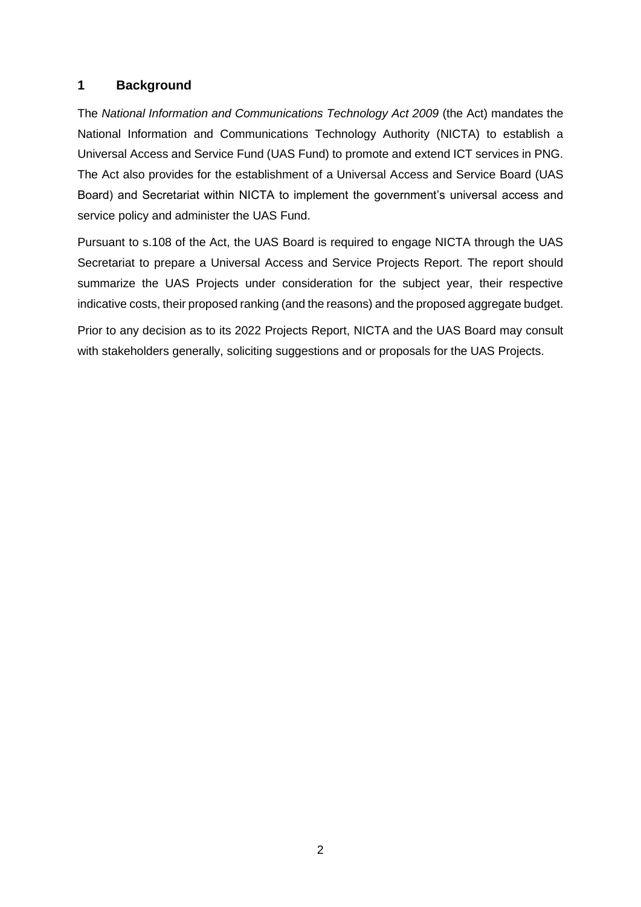# 1 Background

The *National Information and Communications Technology Act 2009* (the Act) mandates the National Information and Communications Technology Authority (NICTA) to establish a Universal Access and Service Fund (UAS Fund) to promote and extend ICT services in PNG. The Act also provides for the establishment of a Universal Access and Service Board (UAS Board) and Secretariat within NICTA to implement the government's universal access and service policy and administer the UAS Fund.

Pursuant to s.108 of the Act, the UAS Board is required to engage NICTA through the UAS Secretariat to prepare a Universal Access and Service Projects Report. The report should summarize the UAS Projects under consideration for the subject year, their respective indicative costs, their proposed ranking (and the reasons) and the proposed aggregate budget.

Prior to any decision as to its 2022 Projects Report, NICTA and the UAS Board may consult with stakeholders generally, soliciting suggestions and or proposals for the UAS Projects.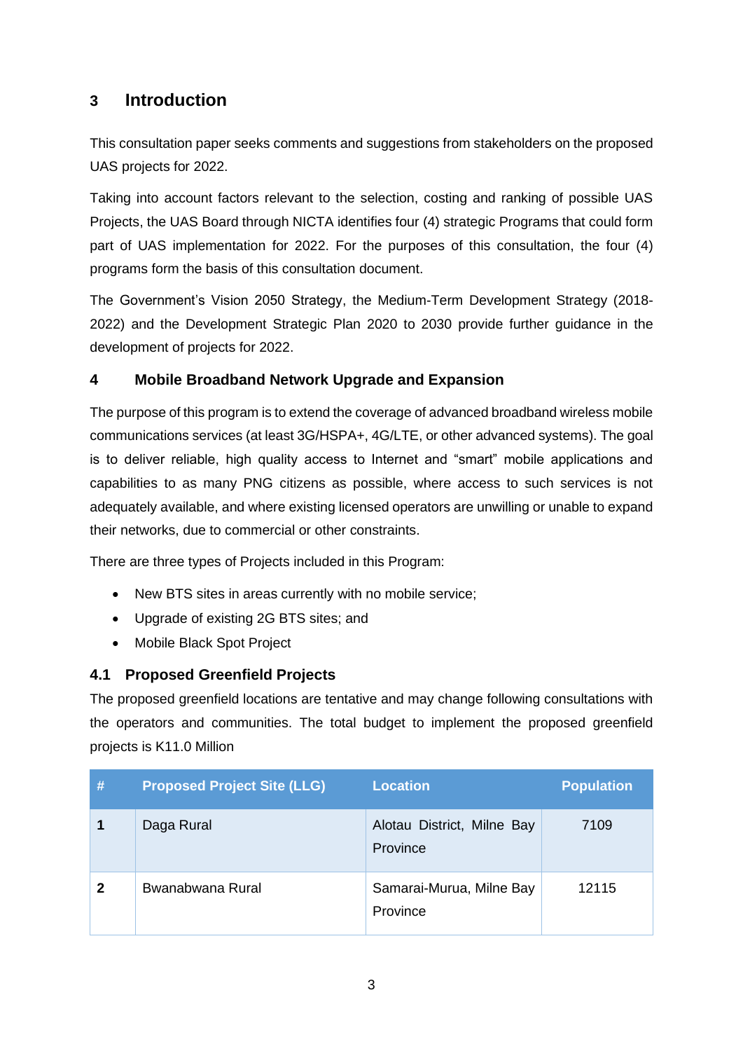## 3 Introduction

This consultation paper seeks comments and suggestions from stakeholders on the proposed UAS projects for 2022.

Taking into account factors relevant to the selection, costing and ranking of possible UAS Projects, the UAS Board through NICTA identifies four (4) strategic Programs that could form part of UAS implementation for 2022. For the purposes of this consultation, the four (4) programs form the basis of this consultation document.

The Government's Vision 2050 Strategy, the Medium-Term Development Strategy (2018-2022) and the Development Strategic Plan 2020 to 2030 provide further guidance in the development of projects for 2022.

## 4 Mobile Broadband Network Upgrade and Expansion

The purpose of this program is to extend the coverage of advanced broadband wireless mobile communications services (at least 3G/HSPA+, 4G/LTE, or other advanced systems). The goal is to deliver reliable, high quality access to Internet and "smart" mobile applications and capabilities to as many PNG citizens as possible, where access to such services is not adequately available, and where existing licensed operators are unwilling or unable to expand their networks, due to commercial or other constraints.

There are three types of Projects included in this Program:

- New BTS sites in areas currently with no mobile service;
- Upgrade of existing 2G BTS sites; and
- Mobile Black Spot Project

### 4.1 Proposed Greenfield Projects

The proposed greenfield locations are tentative and may change following consultations with the operators and communities. The total budget to implement the proposed greenfield projects is K11.0 Million

| # | Proposed Project Site (LLG) | Location | Population |
|---|---|---|---|
| **1** | Daga Rural | Alotau District, Milne Bay Province | 7109 |
| **2** | Bwanabwana Rural | Samarai-Murua, Milne Bay Province | 12115 |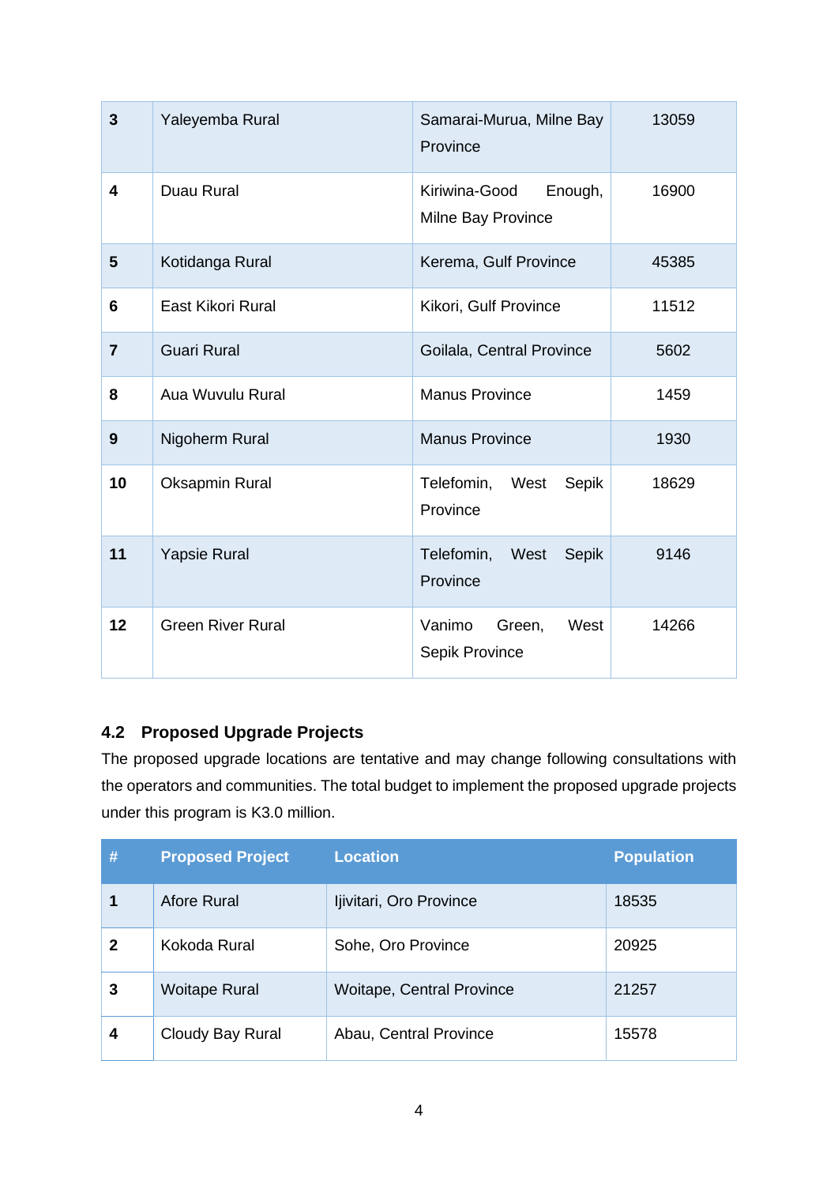| 3 | Yaleyemba Rural | Samarai-Murua, Milne Bay Province | 13059 |
|---|---|---|---|
| 4 | Duau Rural | Kiriwina-Good Enough, Milne Bay Province | 16900 |
| 5 | Kotidanga Rural | Kerema, Gulf Province | 45385 |
| 6 | East Kikori Rural | Kikori, Gulf Province | 11512 |
| 7 | Guari Rural | Goilala, Central Province | 5602 |
| 8 | Aua Wuvulu Rural | Manus Province | 1459 |
| 9 | Nigoherm Rural | Manus Province | 1930 |
| 10 | Oksapmin Rural | Telefomin, West Sepik Province | 18629 |
| 11 | Yapsie Rural | Telefomin, West Sepik Province | 9146 |
| 12 | Green River Rural | Vanimo Green, West Sepik Province | 14266 |

### 4.2 Proposed Upgrade Projects

The proposed upgrade locations are tentative and may change following consultations with the operators and communities. The total budget to implement the proposed upgrade projects under this program is K3.0 million.

| # | Proposed Project | Location | Population |
|---|---|---|---|
| 1 | Afore Rural | Ijivitari, Oro Province | 18535 |
| 2 | Kokoda Rural | Sohe, Oro Province | 20925 |
| 3 | Woitape Rural | Woitape, Central Province | 21257 |
| 4 | Cloudy Bay Rural | Abau, Central Province | 15578 |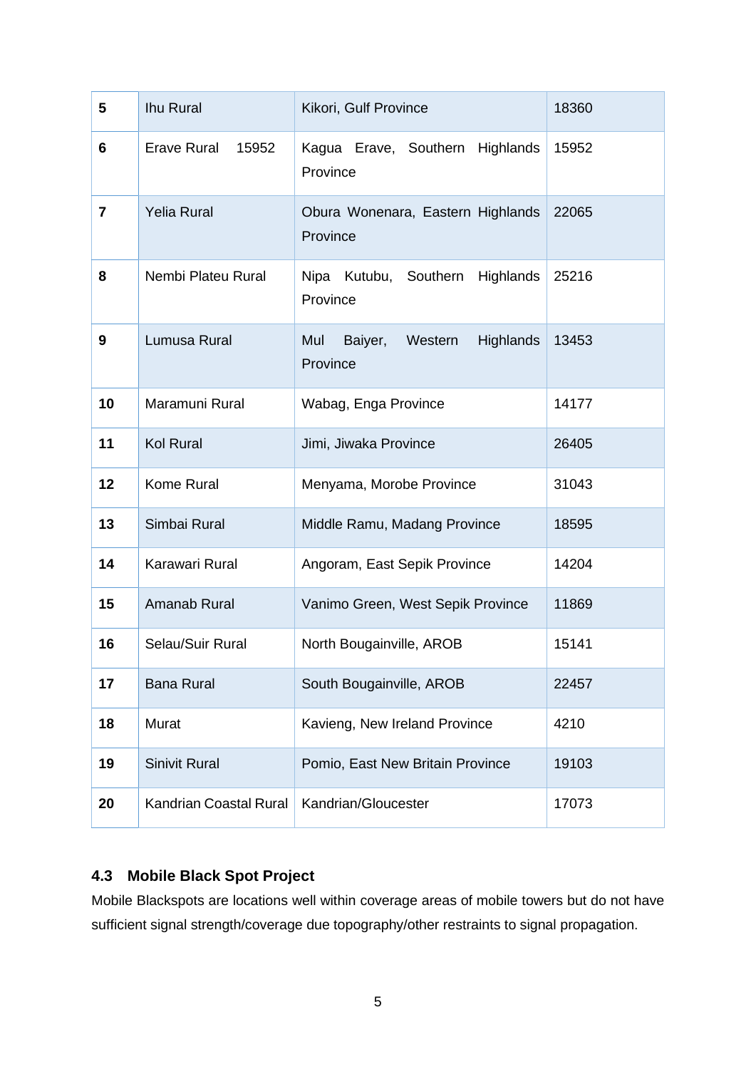| **5** | Ihu Rural | Kikori, Gulf Province | 18360 |
|---|---|---|---|
| **6** | Erave Rural 15952 | Kagua Erave, Southern Highlands Province | 15952 |
| **7** | Yelia Rural | Obura Wonenara, Eastern Highlands Province | 22065 |
| **8** | Nembi Plateu Rural | Nipa Kutubu, Southern Highlands Province | 25216 |
| **9** | Lumusa Rural | Mul Baiyer, Western Highlands Province | 13453 |
| **10** | Maramuni Rural | Wabag, Enga Province | 14177 |
| **11** | Kol Rural | Jimi, Jiwaka Province | 26405 |
| **12** | Kome Rural | Menyama, Morobe Province | 31043 |
| **13** | Simbai Rural | Middle Ramu, Madang Province | 18595 |
| **14** | Karawari Rural | Angoram, East Sepik Province | 14204 |
| **15** | Amanab Rural | Vanimo Green, West Sepik Province | 11869 |
| **16** | Selau/Suir Rural | North Bougainville, AROB | 15141 |
| **17** | Bana Rural | South Bougainville, AROB | 22457 |
| **18** | Murat | Kavieng, New Ireland Province | 4210 |
| **19** | Sinivit Rural | Pomio, East New Britain Province | 19103 |
| **20** | Kandrian Coastal Rural | Kandrian/Gloucester | 17073 |

### 4.3 Mobile Black Spot Project

Mobile Blackspots are locations well within coverage areas of mobile towers but do not have sufficient signal strength/coverage due topography/other restraints to signal propagation.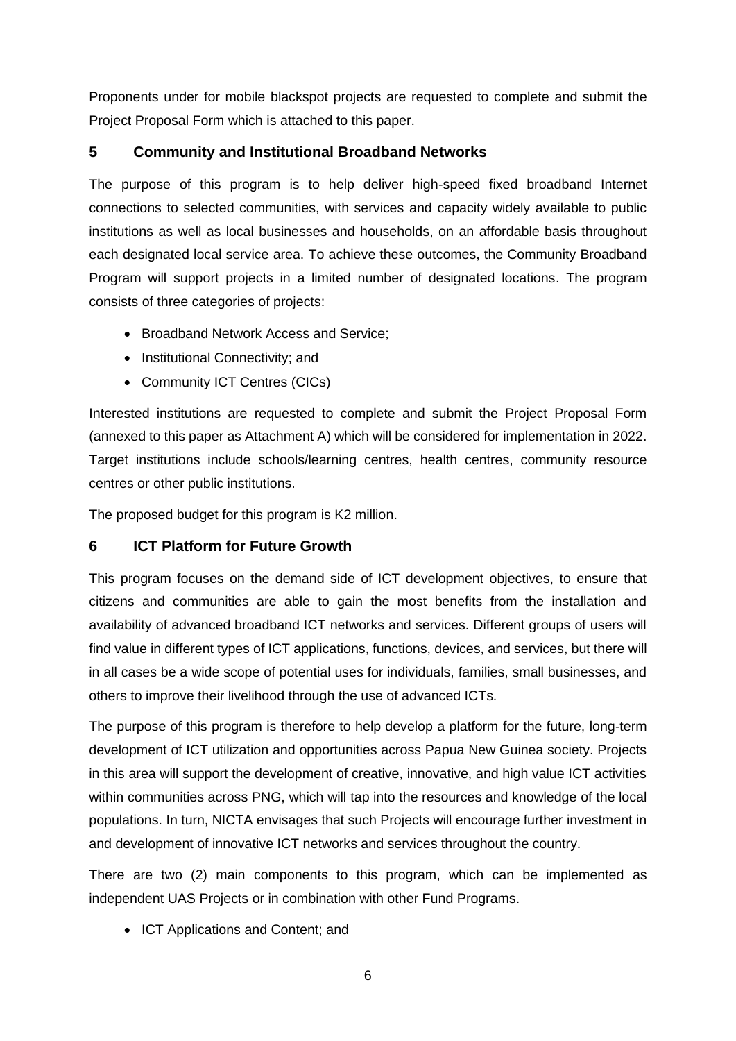Proponents under for mobile blackspot projects are requested to complete and submit the Project Proposal Form which is attached to this paper.

## 5 Community and Institutional Broadband Networks

The purpose of this program is to help deliver high-speed fixed broadband Internet connections to selected communities, with services and capacity widely available to public institutions as well as local businesses and households, on an affordable basis throughout each designated local service area. To achieve these outcomes, the Community Broadband Program will support projects in a limited number of designated locations. The program consists of three categories of projects:

- Broadband Network Access and Service;
- Institutional Connectivity; and
- Community ICT Centres (CICs)

Interested institutions are requested to complete and submit the Project Proposal Form (annexed to this paper as Attachment A) which will be considered for implementation in 2022. Target institutions include schools/learning centres, health centres, community resource centres or other public institutions.

The proposed budget for this program is K2 million.

## 6 ICT Platform for Future Growth

This program focuses on the demand side of ICT development objectives, to ensure that citizens and communities are able to gain the most benefits from the installation and availability of advanced broadband ICT networks and services. Different groups of users will find value in different types of ICT applications, functions, devices, and services, but there will in all cases be a wide scope of potential uses for individuals, families, small businesses, and others to improve their livelihood through the use of advanced ICTs.

The purpose of this program is therefore to help develop a platform for the future, long-term development of ICT utilization and opportunities across Papua New Guinea society. Projects in this area will support the development of creative, innovative, and high value ICT activities within communities across PNG, which will tap into the resources and knowledge of the local populations. In turn, NICTA envisages that such Projects will encourage further investment in and development of innovative ICT networks and services throughout the country.

There are two (2) main components to this program, which can be implemented as independent UAS Projects or in combination with other Fund Programs.

- ICT Applications and Content; and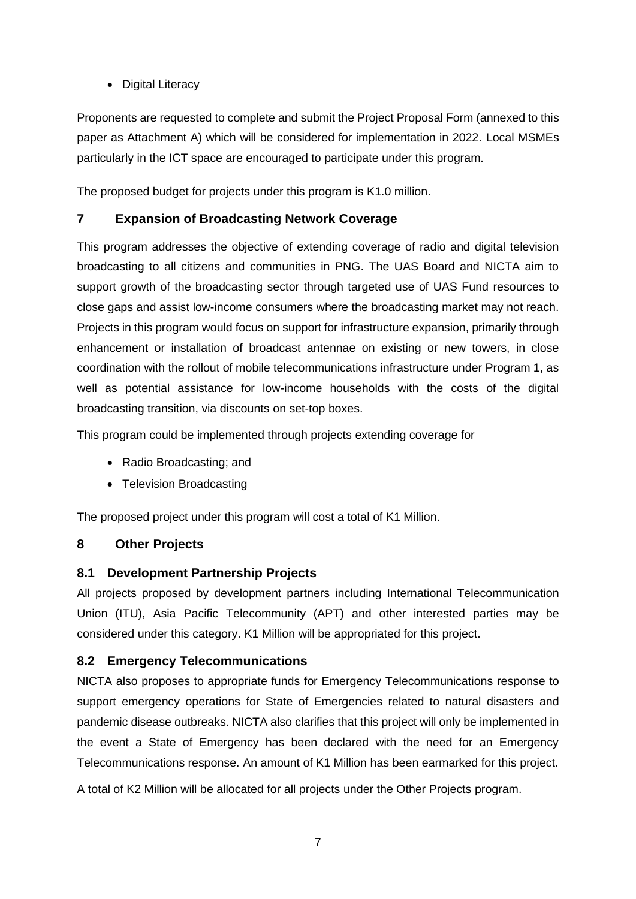- Digital Literacy

Proponents are requested to complete and submit the Project Proposal Form (annexed to this paper as Attachment A) which will be considered for implementation in 2022. Local MSMEs particularly in the ICT space are encouraged to participate under this program.

The proposed budget for projects under this program is K1.0 million.

## 7 Expansion of Broadcasting Network Coverage

This program addresses the objective of extending coverage of radio and digital television broadcasting to all citizens and communities in PNG. The UAS Board and NICTA aim to support growth of the broadcasting sector through targeted use of UAS Fund resources to close gaps and assist low-income consumers where the broadcasting market may not reach. Projects in this program would focus on support for infrastructure expansion, primarily through enhancement or installation of broadcast antennae on existing or new towers, in close coordination with the rollout of mobile telecommunications infrastructure under Program 1, as well as potential assistance for low-income households with the costs of the digital broadcasting transition, via discounts on set-top boxes.

This program could be implemented through projects extending coverage for

- Radio Broadcasting; and
- Television Broadcasting

The proposed project under this program will cost a total of K1 Million.

## 8 Other Projects

### 8.1 Development Partnership Projects

All projects proposed by development partners including International Telecommunication Union (ITU), Asia Pacific Telecommunity (APT) and other interested parties may be considered under this category. K1 Million will be appropriated for this project.

### 8.2 Emergency Telecommunications

NICTA also proposes to appropriate funds for Emergency Telecommunications response to support emergency operations for State of Emergencies related to natural disasters and pandemic disease outbreaks. NICTA also clarifies that this project will only be implemented in the event a State of Emergency has been declared with the need for an Emergency Telecommunications response. An amount of K1 Million has been earmarked for this project.

A total of K2 Million will be allocated for all projects under the Other Projects program.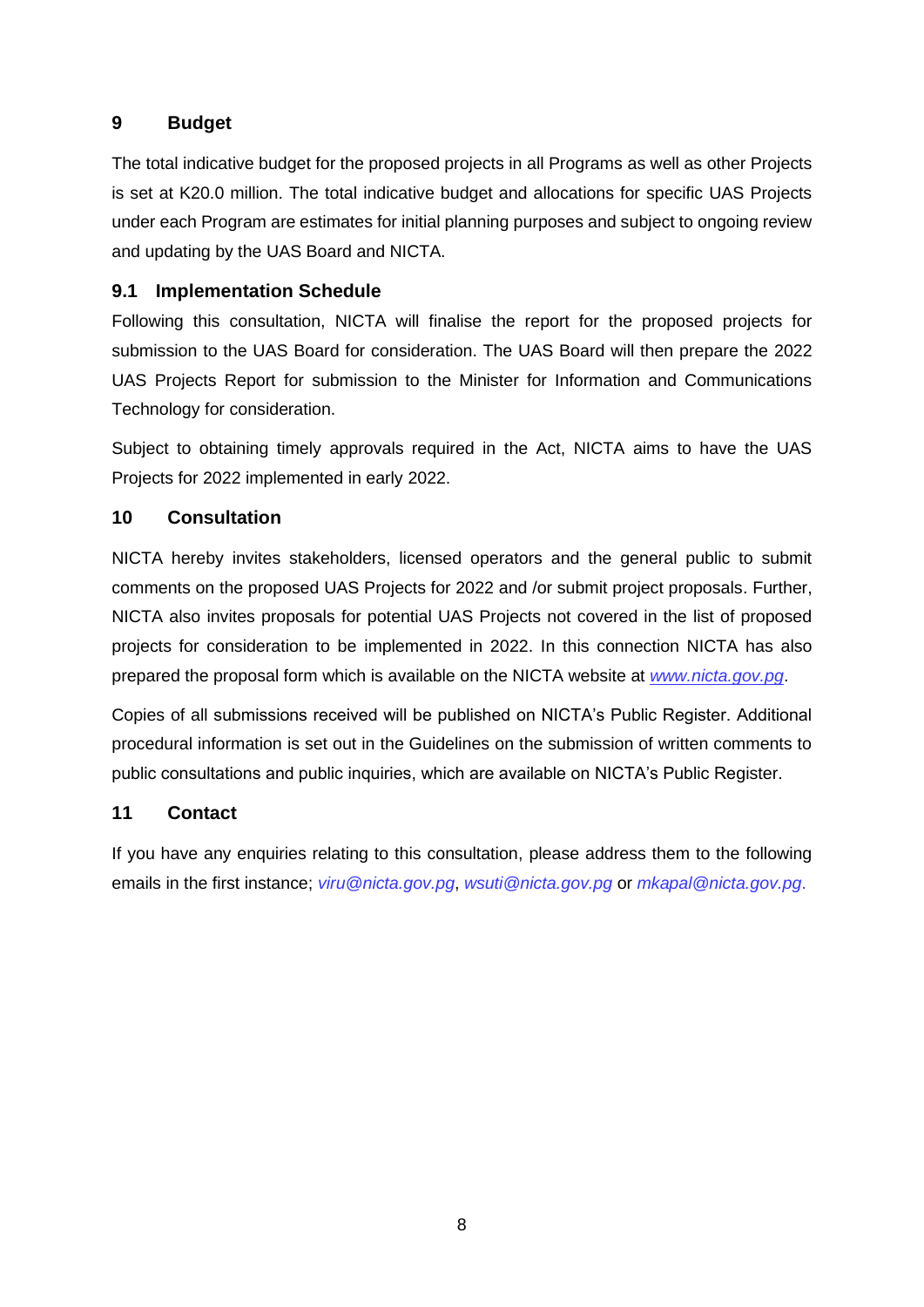## 9 Budget

The total indicative budget for the proposed projects in all Programs as well as other Projects is set at K20.0 million. The total indicative budget and allocations for specific UAS Projects under each Program are estimates for initial planning purposes and subject to ongoing review and updating by the UAS Board and NICTA.

### 9.1 Implementation Schedule

Following this consultation, NICTA will finalise the report for the proposed projects for submission to the UAS Board for consideration. The UAS Board will then prepare the 2022 UAS Projects Report for submission to the Minister for Information and Communications Technology for consideration.

Subject to obtaining timely approvals required in the Act, NICTA aims to have the UAS Projects for 2022 implemented in early 2022.

## 10 Consultation

NICTA hereby invites stakeholders, licensed operators and the general public to submit comments on the proposed UAS Projects for 2022 and /or submit project proposals. Further, NICTA also invites proposals for potential UAS Projects not covered in the list of proposed projects for consideration to be implemented in 2022. In this connection NICTA has also prepared the proposal form which is available on the NICTA website at *www.nicta.gov.pg*.

Copies of all submissions received will be published on NICTA's Public Register. Additional procedural information is set out in the Guidelines on the submission of written comments to public consultations and public inquiries, which are available on NICTA's Public Register.

## 11 Contact

If you have any enquiries relating to this consultation, please address them to the following emails in the first instance; *viru@nicta.gov.pg*, *wsuti@nicta.gov.pg* or *mkapal@nicta.gov.pg*.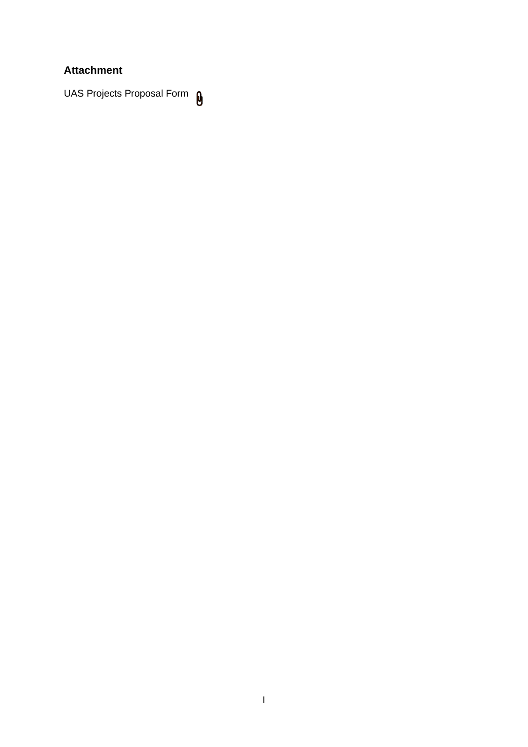**Attachment**

UAS Projects Proposal Form